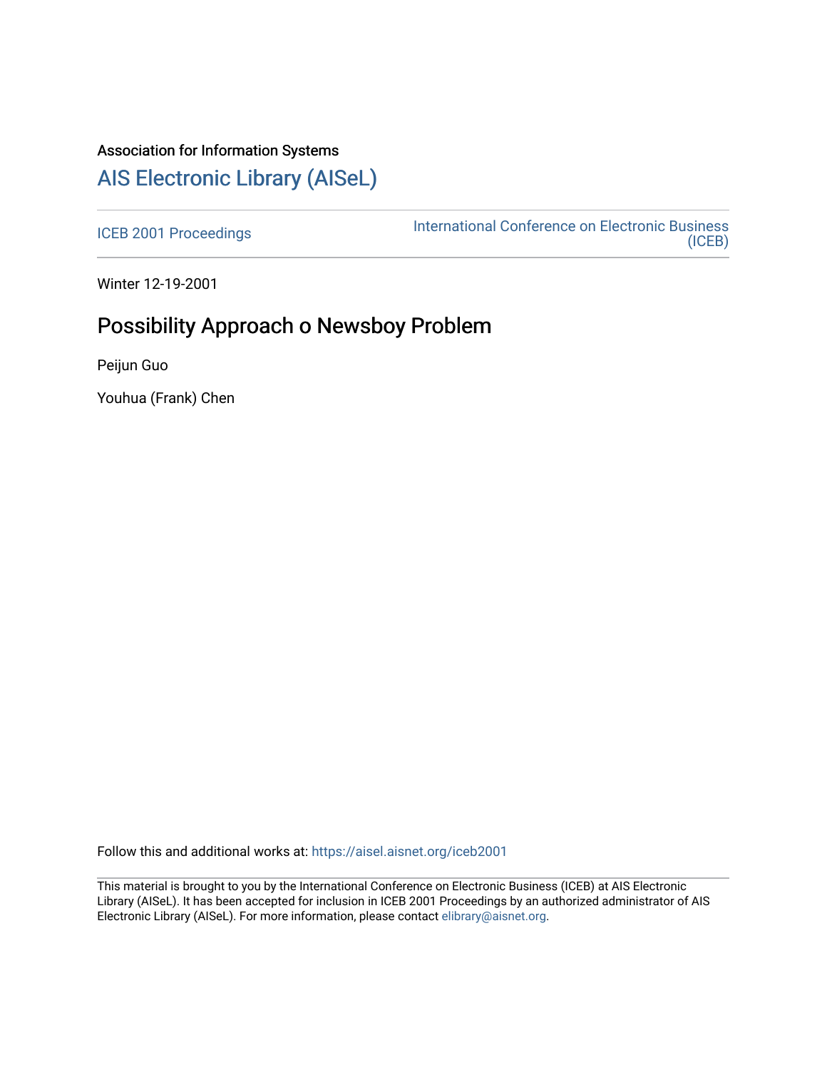Association for Information Systems

# AIS Electronic Library (AISeL)

ICEB 2001 Proceedings

International Conference on Electronic Business (ICEB)

Winter 12-19-2001

## Possibility Approach o Newsboy Problem

Peijun Guo

Youhua (Frank) Chen

Follow this and additional works at: https://aisel.aisnet.org/iceb2001

This material is brought to you by the International Conference on Electronic Business (ICEB) at AIS Electronic Library (AISeL). It has been accepted for inclusion in ICEB 2001 Proceedings by an authorized administrator of AIS Electronic Library (AISeL). For more information, please contact elibrary@aisnet.org.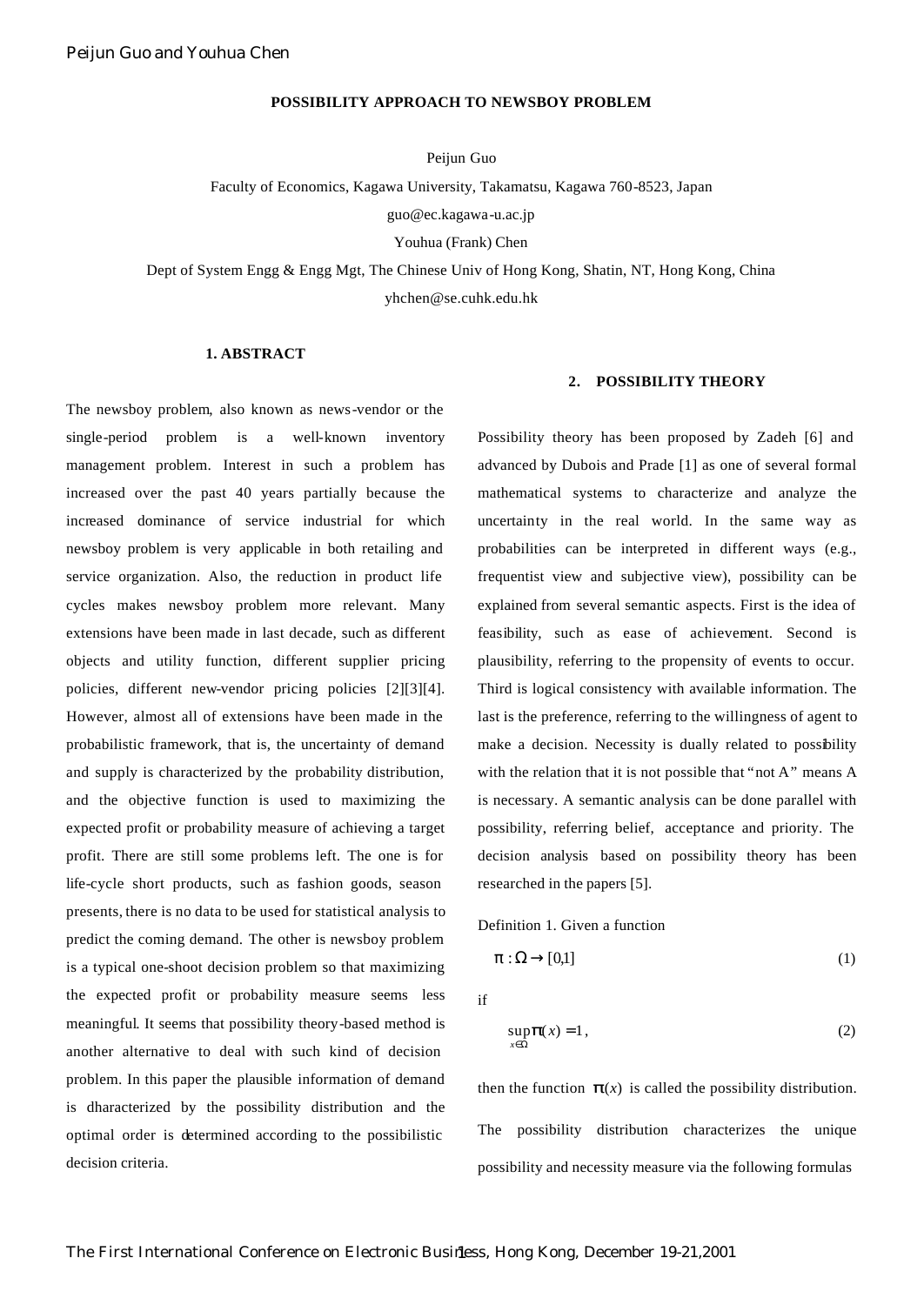**POSSIBILITY APPROACH TO NEWSBOY PROBLEM**

Peijun Guo

Faculty of Economics, Kagawa University, Takamatsu, Kagawa 760-8523, Japan

guo@ec.kagawa-u.ac.jp

Youhua (Frank) Chen

Dept of System Engg & Engg Mgt, The Chinese Univ of Hong Kong, Shatin, NT, Hong Kong, China

yhchen@se.cuhk.edu.hk

## 1. ABSTRACT

The newsboy problem, also known as news-vendor or the single-period problem is a well-known inventory management problem. Interest in such a problem has increased over the past 40 years partially because the increased dominance of service industrial for which newsboy problem is very applicable in both retailing and service organization. Also, the reduction in product life cycles makes newsboy problem more relevant. Many extensions have been made in last decade, such as different objects and utility function, different supplier pricing policies, different new-vendor pricing policies [2][3][4]. However, almost all of extensions have been made in the probabilistic framework, that is, the uncertainty of demand and supply is characterized by the probability distribution, and the objective function is used to maximizing the expected profit or probability measure of achieving a target profit. There are still some problems left. The one is for life-cycle short products, such as fashion goods, season presents, there is no data to be used for statistical analysis to predict the coming demand. The other is newsboy problem is a typical one-shoot decision problem so that maximizing the expected profit or probability measure seems less meaningful. It seems that possibility theory-based method is another alternative to deal with such kind of decision problem. In this paper the plausible information of demand is dharacterized by the possibility distribution and the optimal order is determined according to the possibilistic decision criteria.

## 2. POSSIBILITY THEORY

Possibility theory has been proposed by Zadeh [6] and advanced by Dubois and Prade [1] as one of several formal mathematical systems to characterize and analyze the uncertainty in the real world. In the same way as probabilities can be interpreted in different ways (e.g., frequentist view and subjective view), possibility can be explained from several semantic aspects. First is the idea of feasibility, such as ease of achievement. Second is plausibility, referring to the propensity of events to occur. Third is logical consistency with available information. The last is the preference, referring to the willingness of agent to make a decision. Necessity is dually related to possibility with the relation that it is not possible that "not A" means A is necessary. A semantic analysis can be done parallel with possibility, referring belief, acceptance and priority. The decision analysis based on possibility theory has been researched in the papers [5].

Definition 1. Given a function

$$\pi : \Omega \to [0,1] \tag{1}$$

if

$$\sup_{x \in \Omega} \pi(x) = 1 , \tag{2}$$

then the function $\pi(x)$ is called the possibility distribution.

The possibility distribution characterizes the unique possibility and necessity measure via the following formulas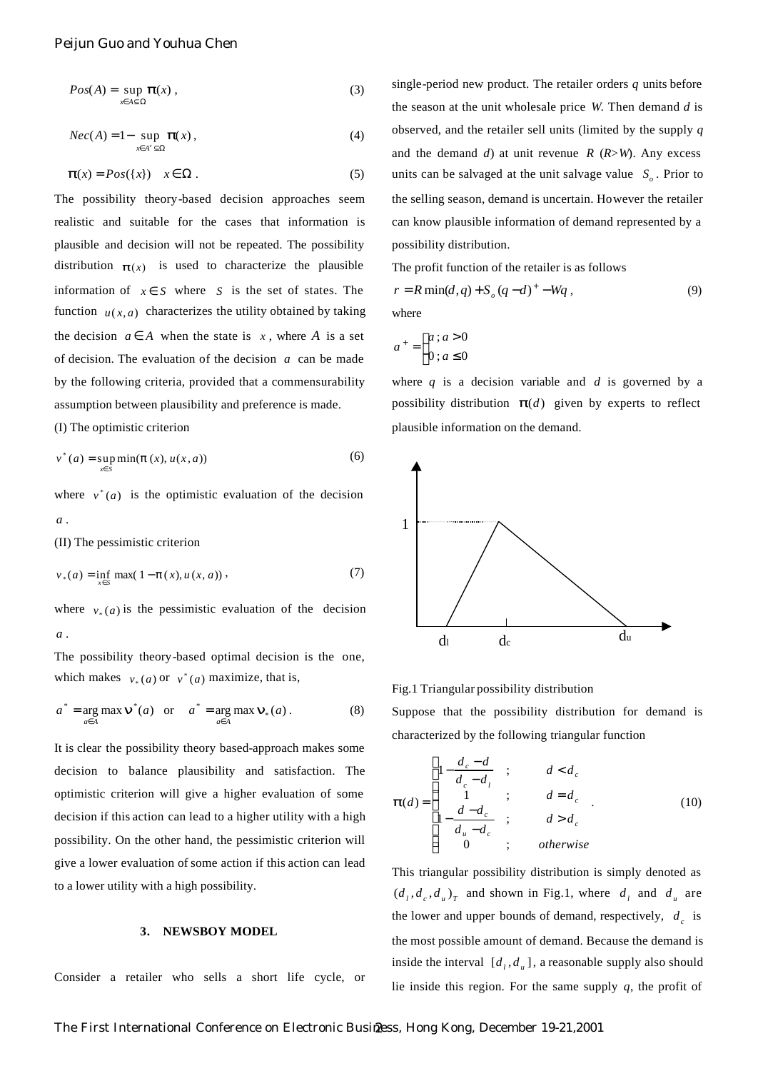$$Pos(A) = \sup_{x \in A \subseteq \Omega} \pi(x) , \tag{3}$$

$$Nec(A) = 1 - \sup_{x \in A' \subseteq \Omega} \pi(x) , \tag{4}$$

$$\pi(x) = Pos(\{x\}) \quad x \in \Omega . \tag{5}$$

The possibility theory-based decision approaches seem realistic and suitable for the cases that information is plausible and decision will not be repeated. The possibility distribution $\pi(x)$ is used to characterize the plausible information of $x \in S$ where $S$ is the set of states. The function $u(x,a)$ characterizes the utility obtained by taking the decision $a \in A$ when the state is $x$, where $A$ is a set of decision. The evaluation of the decision $a$ can be made by the following criteria, provided that a commensurability assumption between plausibility and preference is made.

(I) The optimistic criterion

$$v^*(a) = \sup_{x \in S} \min(\pi(x), u(x,a)) \tag{6}$$

where $v^*(a)$ is the optimistic evaluation of the decision $a$.

(II) The pessimistic criterion

$$v_*(a) = \inf_{x \in S} \max(1 - \pi(x), u(x,a)) , \tag{7}$$

where $v_*(a)$ is the pessimistic evaluation of the decision $a$.

The possibility theory-based optimal decision is the one, which makes $v_*(a)$ or $v^*(a)$ maximize, that is,

$$a^* = \arg\max_{a \in A} v^*(a) \quad \text{or} \quad a^* = \arg\max_{a \in A} v_*(a) . \tag{8}$$

It is clear the possibility theory based-approach makes some decision to balance plausibility and satisfaction. The optimistic criterion will give a higher evaluation of some decision if this action can lead to a higher utility with a high possibility. On the other hand, the pessimistic criterion will give a lower evaluation of some action if this action can lead to a lower utility with a high possibility.

## 3. NEWSBOY MODEL

Consider a retailer who sells a short life cycle, or single-period new product. The retailer orders $q$ units before the season at the unit wholesale price $W$. Then demand $d$ is observed, and the retailer sell units (limited by the supply $q$ and the demand $d$) at unit revenue $R$ ($R > W$). Any excess units can be salvaged at the unit salvage value $S_o$. Prior to the selling season, demand is uncertain. However the retailer can know plausible information of demand represented by a possibility distribution.

The profit function of the retailer is as follows

$$r = R\min(d,q) + S_o(q-d)^+ - Wq , \tag{9}$$

where

$$a^+ = \begin{cases} a \; ; a > 0 \\ 0 \; ; a \le 0 \end{cases}$$

where $q$ is a decision variable and $d$ is governed by a possibility distribution $\pi(d)$ given by experts to reflect plausible information on the demand.

Fig.1 Triangular possibility distribution

Suppose that the possibility distribution for demand is characterized by the following triangular function

$$\pi(d) = \begin{cases} 1 - \dfrac{d_c - d}{d_c - d_l} & ; \quad d < d_c \\ 1 & ; \quad d = d_c \\ 1 - \dfrac{d - d_c}{d_u - d_c} & ; \quad d > d_c \\ 0 & ; \quad otherwise \end{cases} . \tag{10}$$

This triangular possibility distribution is simply denoted as $(d_l, d_c, d_u)_T$ and shown in Fig.1, where $d_l$ and $d_u$ are the lower and upper bounds of demand, respectively, $d_c$ is the most possible amount of demand. Because the demand is inside the interval $[d_l, d_u]$, a reasonable supply also should lie inside this region. For the same supply $q$, the profit of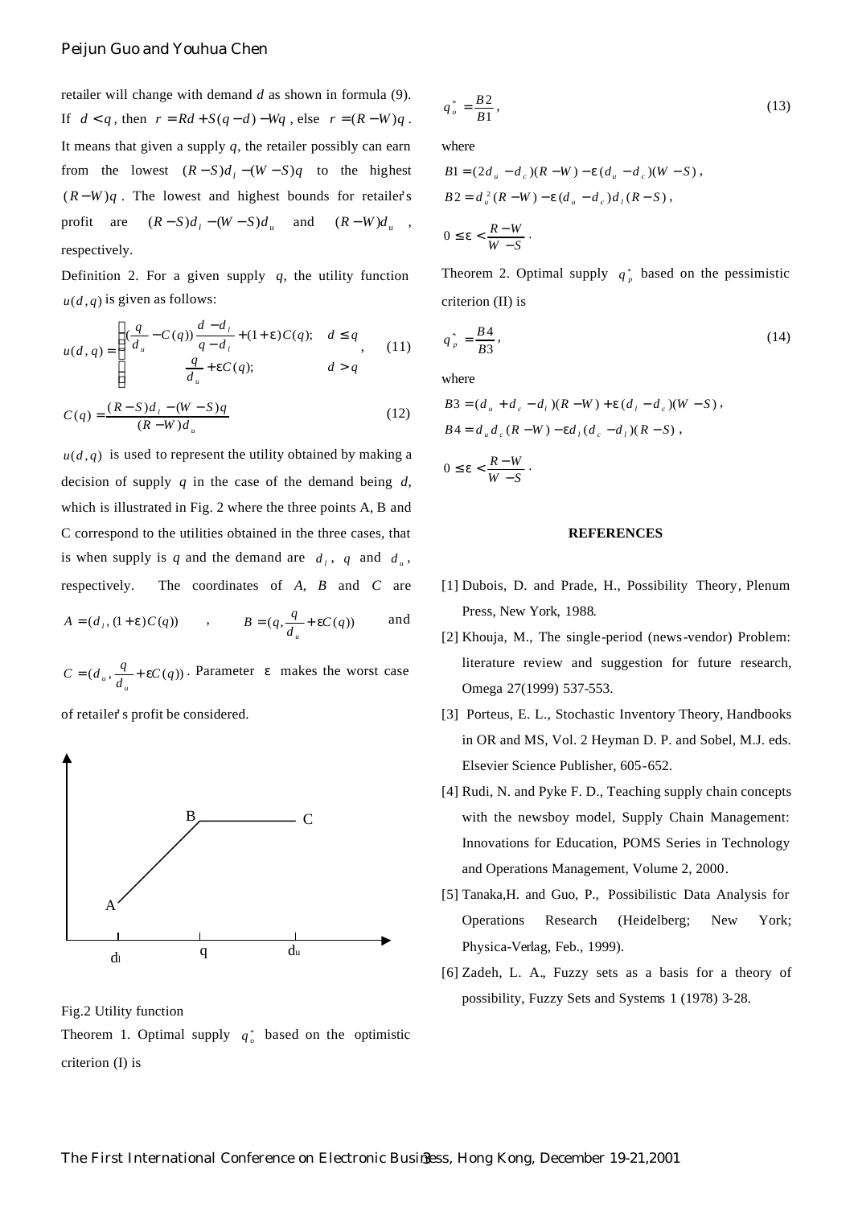retailer will change with demand $d$ as shown in formula (9). If $d < q$, then $r = Rd + S(q-d) - Wq$, else $r = (R-W)q$. It means that given a supply $q$, the retailer possibly can earn from the lowest $(R-S)d_l - (W-S)q$ to the highest $(R-W)q$. The lowest and highest bounds for retailer's profit are $(R-S)d_l - (W-S)d_u$ and $(R-W)d_u$, respectively.

Definition 2. For a given supply $q$, the utility function $u(d,q)$ is given as follows:

$$u(d,q) = \begin{cases} \left(\frac{q}{d_u} - C(q)\right)\frac{d-d_l}{q-d_l} + (1+\varepsilon)C(q); & d \le q \\ \frac{q}{d_u} + \varepsilon C(q); & d > q \end{cases} \quad (11)$$

$$C(q) = \frac{(R-S)d_l - (W-S)q}{(R-W)d_u} \quad (12)$$

$u(d,q)$ is used to represent the utility obtained by making a decision of supply $q$ in the case of the demand being $d$, which is illustrated in Fig. 2 where the three points A, B and C correspond to the utilities obtained in the three cases, that is when supply is $q$ and the demand are $d_l$, $q$ and $d_u$, respectively. The coordinates of $A$, $B$ and $C$ are $A = (d_l, (1+\varepsilon)C(q))$, $B = (q, \frac{q}{d_u} + \varepsilon C(q))$ and $C = (d_u, \frac{q}{d_u} + \varepsilon C(q))$. Parameter $\varepsilon$ makes the worst case of retailer's profit be considered.

B
C
A
dl
q
du

Fig.2 Utility function

Theorem 1. Optimal supply $q_o^*$ based on the optimistic criterion (I) is

$$q_o^* = \frac{B2}{B1}, \quad (13)$$

where

$B1 = (2d_u - d_c)(R-W) - \varepsilon(d_u - d_c)(W-S)$,

$B2 = d_u^2(R-W) - \varepsilon(d_u - d_c)d_l(R-S)$,

$0 \le \varepsilon < \frac{R-W}{W-S}$.

Theorem 2. Optimal supply $q_p^*$ based on the pessimistic criterion (II) is

$$q_p^* = \frac{B4}{B3}, \quad (14)$$

where

$B3 = (d_u + d_c - d_l)(R-W) + \varepsilon(d_l - d_c)(W-S)$,

$B4 = d_u d_c (R-W) - \varepsilon d_l (d_c - d_l)(R-S)$,

$0 \le \varepsilon < \frac{R-W}{W-S}$.

## REFERENCES

[1] Dubois, D. and Prade, H., Possibility Theory, Plenum Press, New York, 1988.

[2] Khouja, M., The single-period (news-vendor) Problem: literature review and suggestion for future research, Omega 27(1999) 537-553.

[3] Porteus, E. L., Stochastic Inventory Theory, Handbooks in OR and MS, Vol. 2 Heyman D. P. and Sobel, M.J. eds. Elsevier Science Publisher, 605-652.

[4] Rudi, N. and Pyke F. D., Teaching supply chain concepts with the newsboy model, Supply Chain Management: Innovations for Education, POMS Series in Technology and Operations Management, Volume 2, 2000.

[5] Tanaka,H. and Guo, P., Possibilistic Data Analysis for Operations Research (Heidelberg; New York; Physica-Verlag, Feb., 1999).

[6] Zadeh, L. A., Fuzzy sets as a basis for a theory of possibility, Fuzzy Sets and Systems 1 (1978) 3-28.